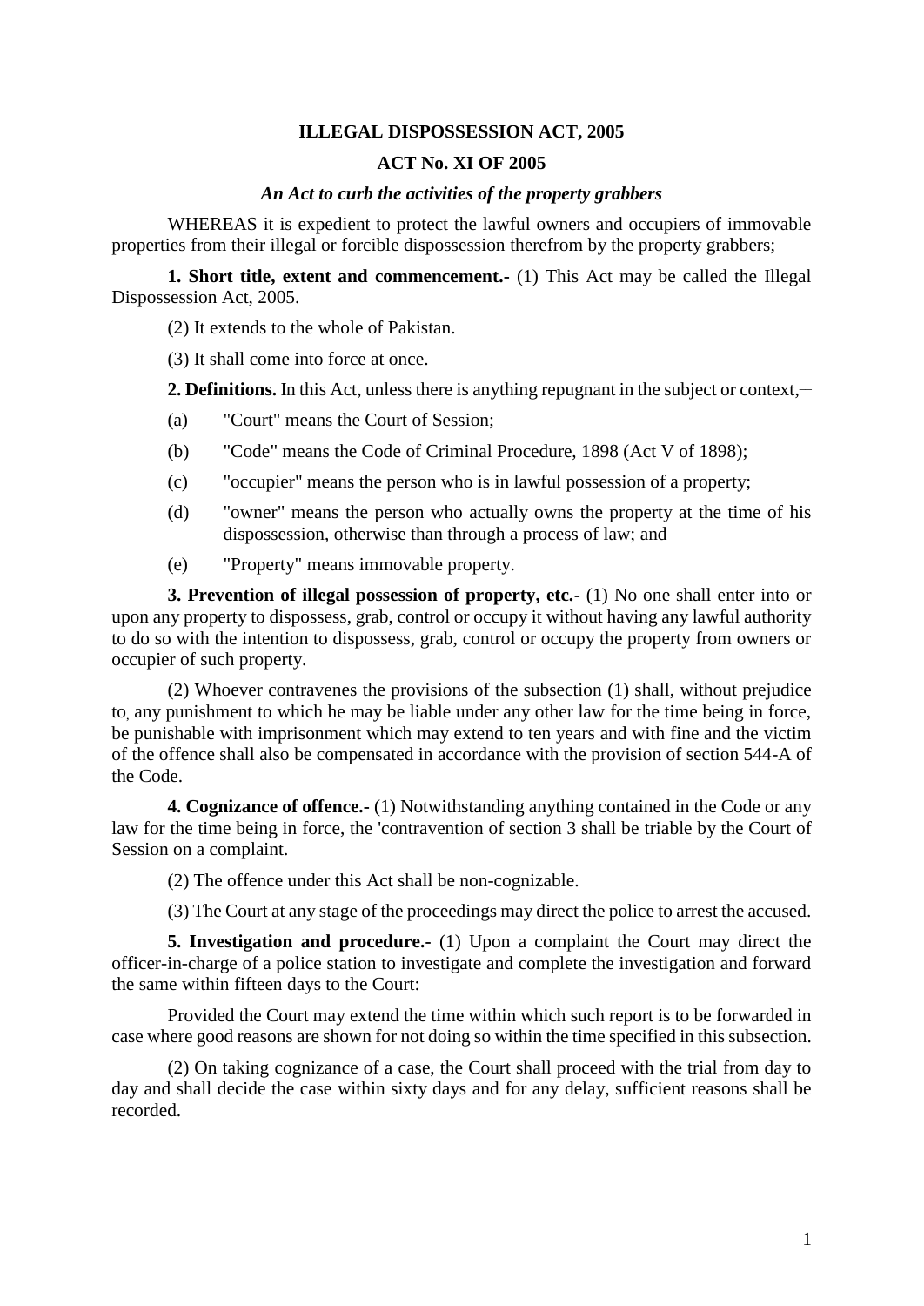# ILLEGAL DISPOSSESSION ACT, 2005

## ACT No. XI OF 2005

*An Act to curb the activities of the property grabbers*

WHEREAS it is expedient to protect the lawful owners and occupiers of immovable properties from their illegal or forcible dispossession therefrom by the property grabbers;

**1. Short title, extent and commencement.-** (1) This Act may be called the Illegal Dispossession Act, 2005.

(2) It extends to the whole of Pakistan.

(3) It shall come into force at once.

**2. Definitions.** In this Act, unless there is anything repugnant in the subject or context,—

(a) "Court" means the Court of Session;

(b) "Code" means the Code of Criminal Procedure, 1898 (Act V of 1898);

(c) "occupier" means the person who is in lawful possession of a property;

(d) "owner" means the person who actually owns the property at the time of his dispossession, otherwise than through a process of law; and

(e) "Property" means immovable property.

**3. Prevention of illegal possession of property, etc.-** (1) No one shall enter into or upon any property to dispossess, grab, control or occupy it without having any lawful authority to do so with the intention to dispossess, grab, control or occupy the property from owners or occupier of such property.

(2) Whoever contravenes the provisions of the subsection (1) shall, without prejudice to, any punishment to which he may be liable under any other law for the time being in force, be punishable with imprisonment which may extend to ten years and with fine and the victim of the offence shall also be compensated in accordance with the provision of section 544-A of the Code.

**4. Cognizance of offence.-** (1) Notwithstanding anything contained in the Code or any law for the time being in force, the 'contravention of section 3 shall be triable by the Court of Session on a complaint.

(2) The offence under this Act shall be non-cognizable.

(3) The Court at any stage of the proceedings may direct the police to arrest the accused.

**5. Investigation and procedure.-** (1) Upon a complaint the Court may direct the officer-in-charge of a police station to investigate and complete the investigation and forward the same within fifteen days to the Court:

Provided the Court may extend the time within which such report is to be forwarded in case where good reasons are shown for not doing so within the time specified in this subsection.

(2) On taking cognizance of a case, the Court shall proceed with the trial from day to day and shall decide the case within sixty days and for any delay, sufficient reasons shall be recorded.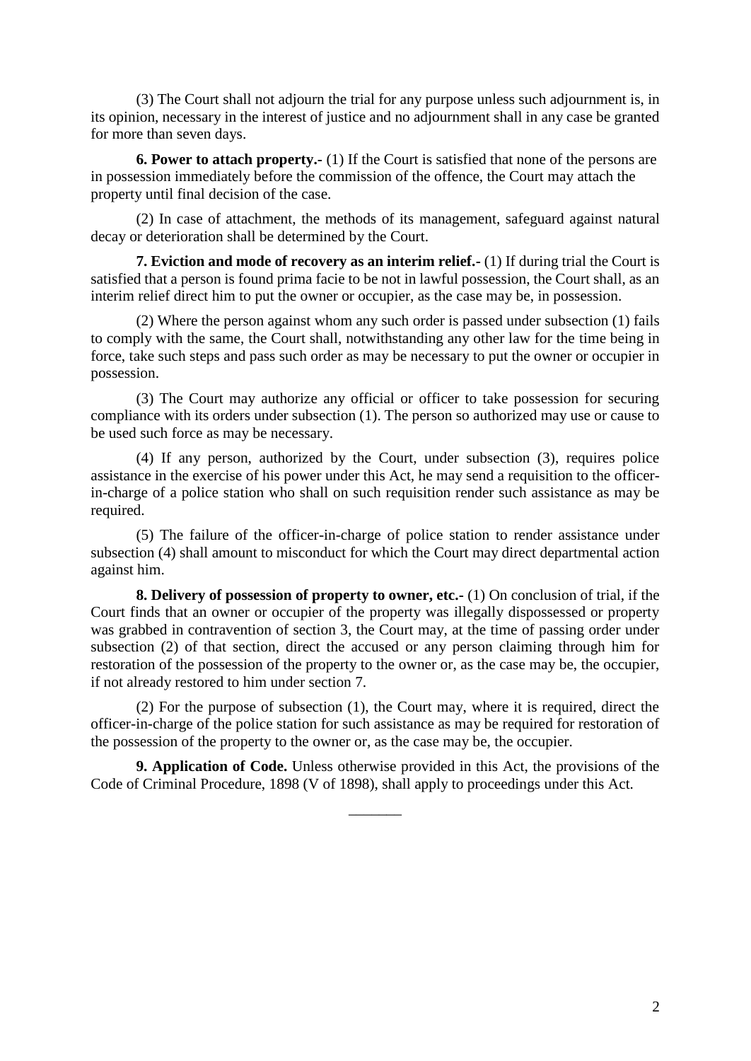(3) The Court shall not adjourn the trial for any purpose unless such adjournment is, in its opinion, necessary in the interest of justice and no adjournment shall in any case be granted for more than seven days.

**6. Power to attach property.-** (1) If the Court is satisfied that none of the persons are in possession immediately before the commission of the offence, the Court may attach the property until final decision of the case.

(2) In case of attachment, the methods of its management, safeguard against natural decay or deterioration shall be determined by the Court.

**7. Eviction and mode of recovery as an interim relief.-** (1) If during trial the Court is satisfied that a person is found prima facie to be not in lawful possession, the Court shall, as an interim relief direct him to put the owner or occupier, as the case may be, in possession.

(2) Where the person against whom any such order is passed under subsection (1) fails to comply with the same, the Court shall, notwithstanding any other law for the time being in force, take such steps and pass such order as may be necessary to put the owner or occupier in possession.

(3) The Court may authorize any official or officer to take possession for securing compliance with its orders under subsection (1). The person so authorized may use or cause to be used such force as may be necessary.

(4) If any person, authorized by the Court, under subsection (3), requires police assistance in the exercise of his power under this Act, he may send a requisition to the officer-in-charge of a police station who shall on such requisition render such assistance as may be required.

(5) The failure of the officer-in-charge of police station to render assistance under subsection (4) shall amount to misconduct for which the Court may direct departmental action against him.

**8. Delivery of possession of property to owner, etc.-** (1) On conclusion of trial, if the Court finds that an owner or occupier of the property was illegally dispossessed or property was grabbed in contravention of section 3, the Court may, at the time of passing order under subsection (2) of that section, direct the accused or any person claiming through him for restoration of the possession of the property to the owner or, as the case may be, the occupier, if not already restored to him under section 7.

(2) For the purpose of subsection (1), the Court may, where it is required, direct the officer-in-charge of the police station for such assistance as may be required for restoration of the possession of the property to the owner or, as the case may be, the occupier.

**9. Application of Code.** Unless otherwise provided in this Act, the provisions of the Code of Criminal Procedure, 1898 (V of 1898), shall apply to proceedings under this Act.

_______